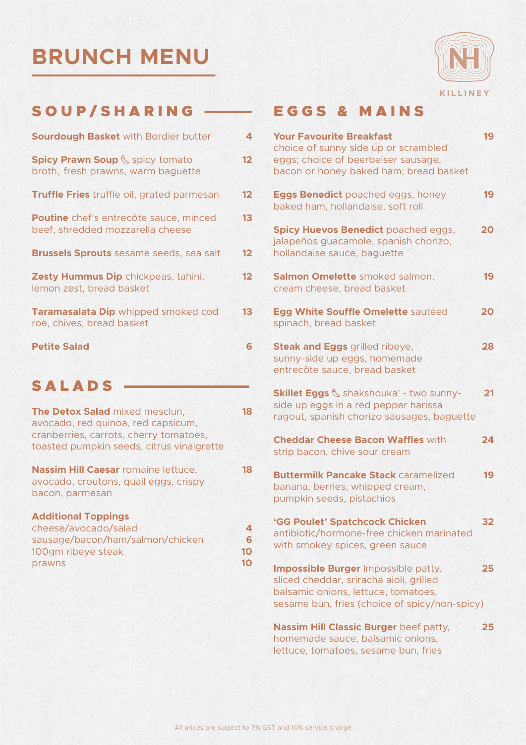# BRUNCH MENU

KILLINEY

## SOUP/SHARING

**Sourdough Basket** with Bordier butter — 4

**Spicy Prawn Soup** 🌶 spicy tomato broth, fresh prawns, warm baguette — 12

**Truffle Fries** truffle oil, grated parmesan — 12

**Poutine** chef's entrecôte sauce, minced beef, shredded mozzarella cheese — 13

**Brussels Sprouts** sesame seeds, sea salt — 12

**Zesty Hummus Dip** chickpeas, tahini, lemon zest, bread basket — 12

**Taramasalata Dip** whipped smoked cod roe, chives, bread basket — 13

**Petite Salad** — 6

## SALADS

**The Detox Salad** mixed mesclun, avocado, red quinoa, red capsicum, cranberries, carrots, cherry tomatoes, toasted pumpkin seeds, citrus vinaigrette — 18

**Nassim Hill Caesar** romaine lettuce, avocado, croutons, quail eggs, crispy bacon, parmesan — 18

**Additional Toppings**

| Topping | Price |
|---|---|
| cheese/avocado/salad | 4 |
| sausage/bacon/ham/salmon/chicken | 6 |
| 100gm ribeye steak | 10 |
| prawns | 10 |

## EGGS & MAINS

**Your Favourite Breakfast** choice of sunny side up or scrambled eggs; choice of beerbeiser sausage, bacon or honey baked ham; bread basket — 19

**Eggs Benedict** poached eggs, honey baked ham, hollandaise, soft roll — 19

**Spicy Huevos Benedict** poached eggs, jalapeños guacamole, spanish chorizo, hollandaise sauce, baguette — 20

**Salmon Omelette** smoked salmon, cream cheese, bread basket — 19

**Egg White Souffle Omelette** sautéed spinach, bread basket — 20

**Steak and Eggs** grilled ribeye, sunny-side up eggs, homemade entrecôte sauce, bread basket — 28

**Skillet Eggs** 🌶 shakshouka' - two sunny-side up eggs in a red pepper harissa ragout, spanish chorizo sausages, baguette — 21

**Cheddar Cheese Bacon Waffles** with strip bacon, chive sour cream — 24

**Buttermilk Pancake Stack** caramelized banana, berries, whipped cream, pumpkin seeds, pistachios — 19

**'GG Poulet' Spatchcock Chicken** antibiotic/hormone-free chicken marinated with smokey spices, green sauce — 32

**Impossible Burger** Impossible patty, sliced cheddar, sriracha aioli, grilled balsamic onions, lettuce, tomatoes, sesame bun, fries (choice of spicy/non-spicy) — 25

**Nassim Hill Classic Burger** beef patty, homemade sauce, balsamic onions, lettuce, tomatoes, sesame bun, fries — 25

All prices are subject to 7% GST and 10% service charge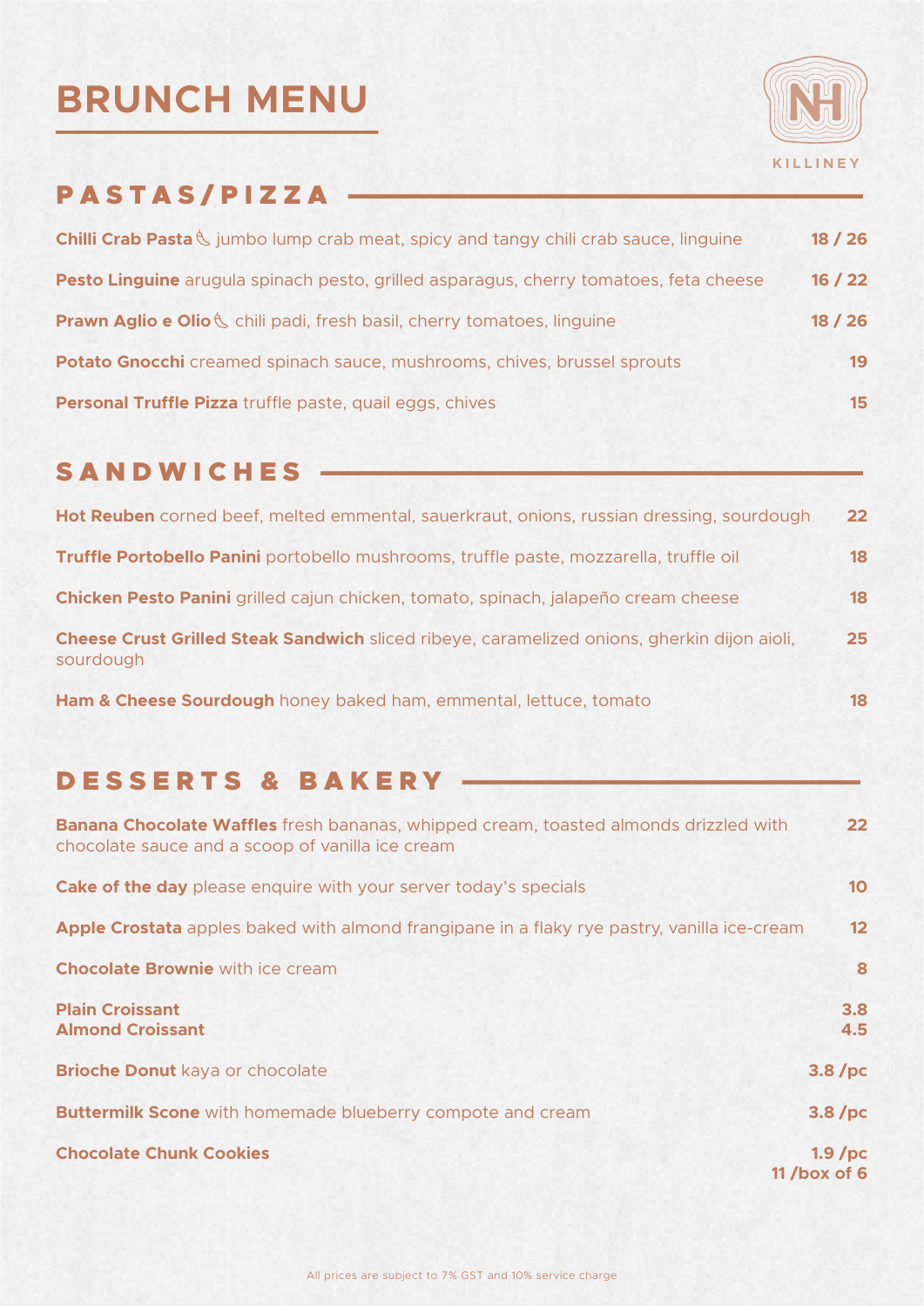# BRUNCH MENU

KILLINEY

## PASTAS/PIZZA

**Chilli Crab Pasta** 🦐 jumbo lump crab meat, spicy and tangy chili crab sauce, linguine **18 / 26**

**Pesto Linguine** arugula spinach pesto, grilled asparagus, cherry tomatoes, feta cheese **16 / 22**

**Prawn Aglio e Olio** 🦐 chili padi, fresh basil, cherry tomatoes, linguine **18 / 26**

**Potato Gnocchi** creamed spinach sauce, mushrooms, chives, brussel sprouts **19**

**Personal Truffle Pizza** truffle paste, quail eggs, chives **15**

## SANDWICHES

**Hot Reuben** corned beef, melted emmental, sauerkraut, onions, russian dressing, sourdough **22**

**Truffle Portobello Panini** portobello mushrooms, truffle paste, mozzarella, truffle oil **18**

**Chicken Pesto Panini** grilled cajun chicken, tomato, spinach, jalapeño cream cheese **18**

**Cheese Crust Grilled Steak Sandwich** sliced ribeye, caramelized onions, gherkin dijon aioli, sourdough **25**

**Ham & Cheese Sourdough** honey baked ham, emmental, lettuce, tomato **18**

## DESSERTS & BAKERY

**Banana Chocolate Waffles** fresh bananas, whipped cream, toasted almonds drizzled with chocolate sauce and a scoop of vanilla ice cream **22**

**Cake of the day** please enquire with your server today's specials **10**

**Apple Crostata** apples baked with almond frangipane in a flaky rye pastry, vanilla ice-cream **12**

**Chocolate Brownie** with ice cream **8**

**Plain Croissant** **3.8**
**Almond Croissant** **4.5**

**Brioche Donut** kaya or chocolate **3.8 /pc**

**Buttermilk Scone** with homemade blueberry compote and cream **3.8 /pc**

**Chocolate Chunk Cookies** **1.9 /pc**
**11 /box of 6**

All prices are subject to 7% GST and 10% service charge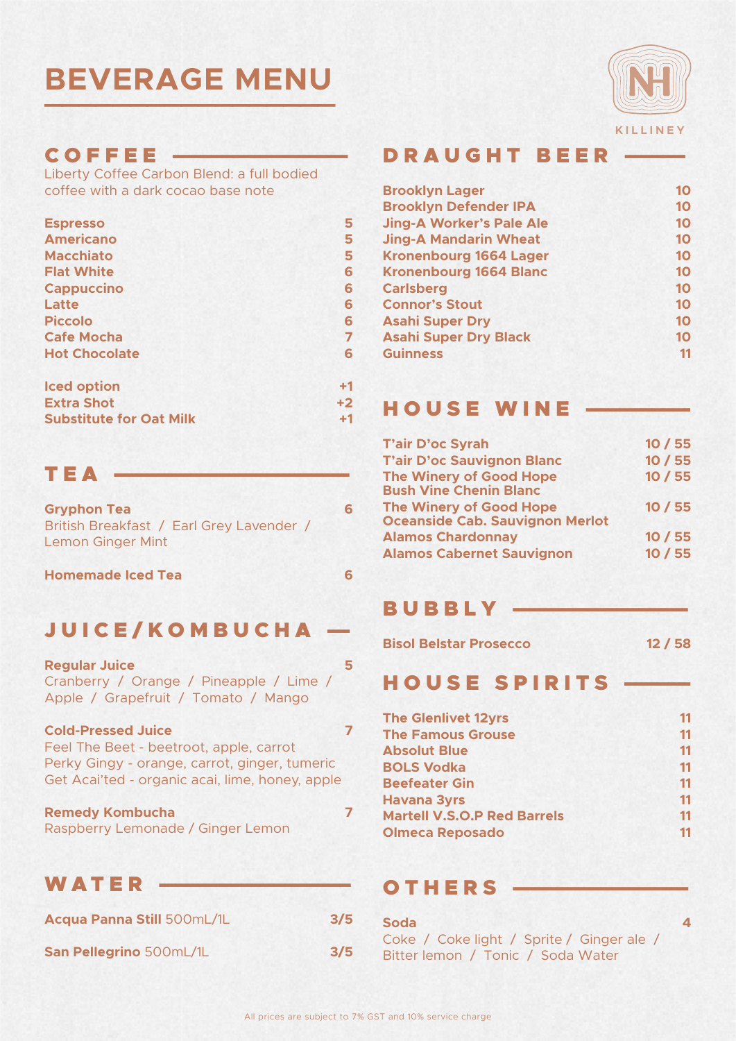# BEVERAGE MENU

KILLINEY

## COFFEE

Liberty Coffee Carbon Blend: a full bodied coffee with a dark cocao base note

| Item | Price |
|---|---|
| **Espresso** | 5 |
| **Americano** | 5 |
| **Macchiato** | 5 |
| **Flat White** | 6 |
| **Cappuccino** | 6 |
| **Latte** | 6 |
| **Piccolo** | 6 |
| **Cafe Mocha** | 7 |
| **Hot Chocolate** | 6 |

| Option | Price |
|---|---|
| **Iced option** | +1 |
| **Extra Shot** | +2 |
| **Substitute for Oat Milk** | +1 |

## TEA

**Gryphon Tea** — 6
British Breakfast / Earl Grey Lavender / Lemon Ginger Mint

**Homemade Iced Tea** — 6

## JUICE/KOMBUCHA

**Regular Juice** — 5
Cranberry / Orange / Pineapple / Lime / Apple / Grapefruit / Tomato / Mango

**Cold-Pressed Juice** — 7
Feel The Beet - beetroot, apple, carrot
Perky Gingy - orange, carrot, ginger, tumeric
Get Acai'ted - organic acai, lime, honey, apple

**Remedy Kombucha** — 7
Raspberry Lemonade / Ginger Lemon

## WATER

| Item | Price |
|---|---|
| **Acqua Panna Still** 500mL/1L | 3/5 |
| **San Pellegrino** 500mL/1L | 3/5 |

## DRAUGHT BEER

| Item | Price |
|---|---|
| **Brooklyn Lager** | 10 |
| **Brooklyn Defender IPA** | 10 |
| **Jing-A Worker's Pale Ale** | 10 |
| **Jing-A Mandarin Wheat** | 10 |
| **Kronenbourg 1664 Lager** | 10 |
| **Kronenbourg 1664 Blanc** | 10 |
| **Carlsberg** | 10 |
| **Connor's Stout** | 10 |
| **Asahi Super Dry** | 10 |
| **Asahi Super Dry Black** | 10 |
| **Guinness** | 11 |

## HOUSE WINE

| Item | Price |
|---|---|
| **T'air D'oc Syrah** | 10 / 55 |
| **T'air D'oc Sauvignon Blanc** | 10 / 55 |
| **The Winery of Good Hope Bush Vine Chenin Blanc** | 10 / 55 |
| **The Winery of Good Hope Oceanside Cab. Sauvignon Merlot** | 10 / 55 |
| **Alamos Chardonnay** | 10 / 55 |
| **Alamos Cabernet Sauvignon** | 10 / 55 |

## BUBBLY

| Item | Price |
|---|---|
| **Bisol Belstar Prosecco** | 12 / 58 |

## HOUSE SPIRITS

| Item | Price |
|---|---|
| **The Glenlivet 12yrs** | 11 |
| **The Famous Grouse** | 11 |
| **Absolut Blue** | 11 |
| **BOLS Vodka** | 11 |
| **Beefeater Gin** | 11 |
| **Havana 3yrs** | 11 |
| **Martell V.S.O.P Red Barrels** | 11 |
| **Olmeca Reposado** | 11 |

## OTHERS

**Soda** — 4
Coke / Coke light / Sprite / Ginger ale / Bitter lemon / Tonic / Soda Water

All prices are subject to 7% GST and 10% service charge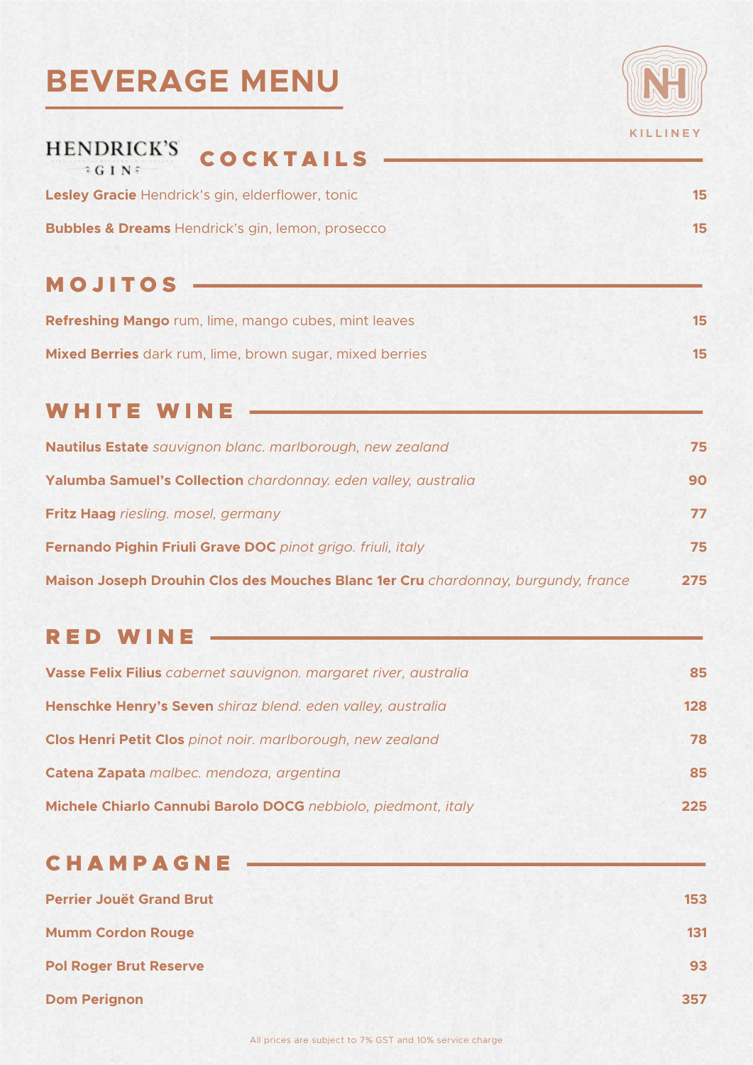# BEVERAGE MENU

NH KILLINEY

## HENDRICK'S GIN COCKTAILS

**Lesley Gracie** Hendrick's gin, elderflower, tonic **15**

**Bubbles & Dreams** Hendrick's gin, lemon, prosecco **15**

## MOJITOS

**Refreshing Mango** rum, lime, mango cubes, mint leaves **15**

**Mixed Berries** dark rum, lime, brown sugar, mixed berries **15**

## WHITE WINE

**Nautilus Estate** *sauvignon blanc. marlborough, new zealand* **75**

**Yalumba Samuel's Collection** *chardonnay. eden valley, australia* **90**

**Fritz Haag** *riesling. mosel, germany* **77**

**Fernando Pighin Friuli Grave DOC** *pinot grigo. friuli, italy* **75**

**Maison Joseph Drouhin Clos des Mouches Blanc 1er Cru** *chardonnay, burgundy, france* **275**

## RED WINE

**Vasse Felix Filius** *cabernet sauvignon. margaret river, australia* **85**

**Henschke Henry's Seven** *shiraz blend. eden valley, australia* **128**

**Clos Henri Petit Clos** *pinot noir. marlborough, new zealand* **78**

**Catena Zapata** *malbec. mendoza, argentina* **85**

**Michele Chiarlo Cannubi Barolo DOCG** *nebbiolo, piedmont, italy* **225**

## CHAMPAGNE

**Perrier Jouët Grand Brut** **153**

**Mumm Cordon Rouge** **131**

**Pol Roger Brut Reserve** **93**

**Dom Perignon** **357**

All prices are subject to 7% GST and 10% service charge